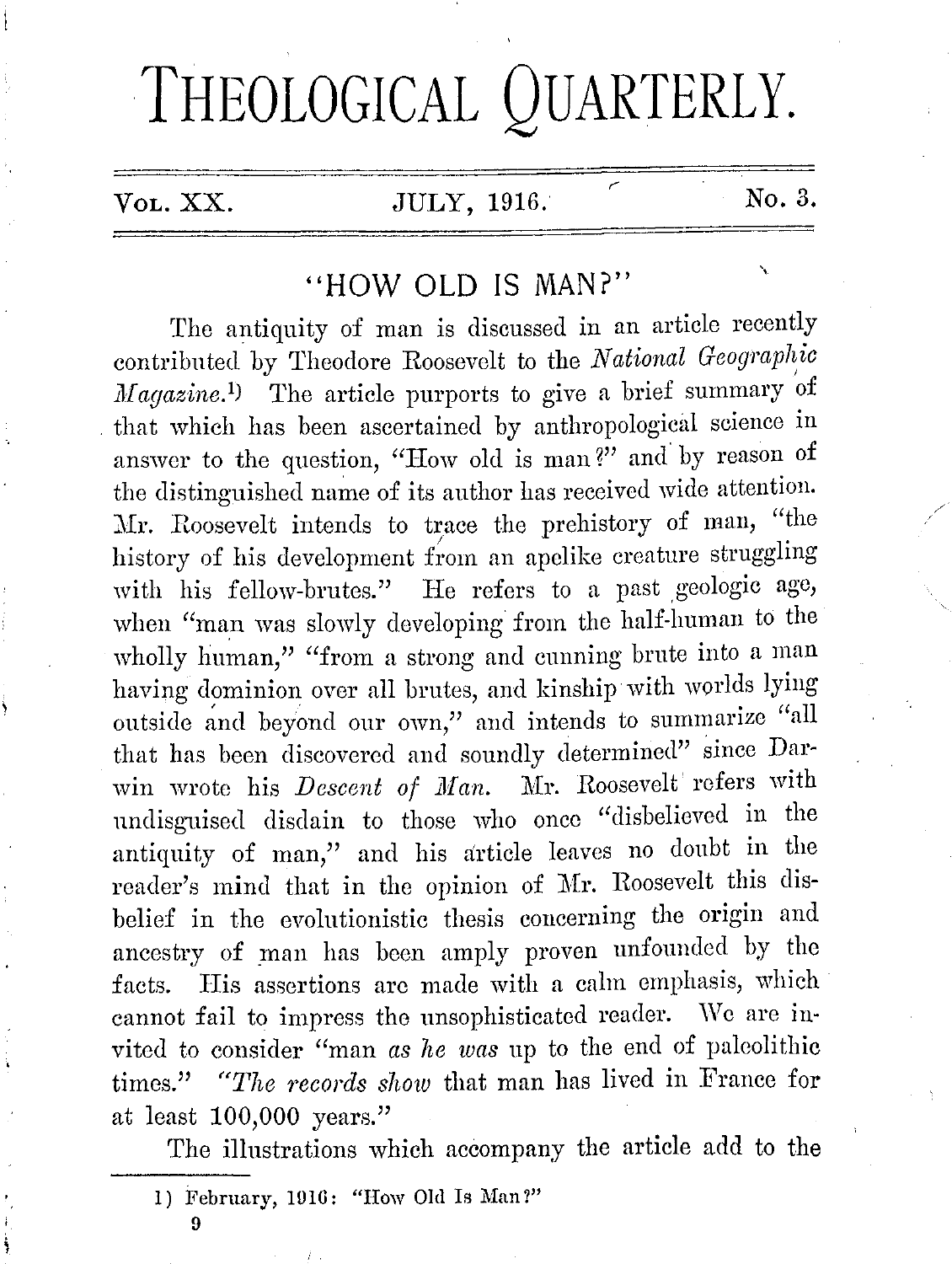# THEOLOGICAL QUARTERLY.

Vol. XX. JULY, 1916. No. 3.

## "HOW OLD IS MAN?"

The antiquity of man is discussed in an article recently contributed by Theodore Roosevelt to the *National Geographic Magazine*.[1] The article purports to give a brief summary of that which has been ascertained by anthropological science in answer to the question, "How old is man?" and by reason of the distinguished name of its author has received wide attention. Mr. Roosevelt intends to trace the prehistory of man, "the history of his development from an apelike creature struggling with his fellow-brutes." He refers to a past geologic age, when "man was slowly developing from the half-human to the wholly human," "from a strong and cunning brute into a man having dominion over all brutes, and kinship with worlds lying outside and beyond our own," and intends to summarize "all that has been discovered and soundly determined" since Darwin wrote his *Descent of Man*. Mr. Roosevelt refers with undisguised disdain to those who once "disbelieved in the antiquity of man," and his article leaves no doubt in the reader's mind that in the opinion of Mr. Roosevelt this disbelief in the evolutionistic thesis concerning the origin and ancestry of man has been amply proven unfounded by the facts. His assertions are made with a calm emphasis, which cannot fail to impress the unsophisticated reader. We are invited to consider "man *as he was* up to the end of paleolithic times." *"The records show* that man has lived in France for at least 100,000 years."

The illustrations which accompany the article add to the

---

1) February, 1916: "How Old Is Man?"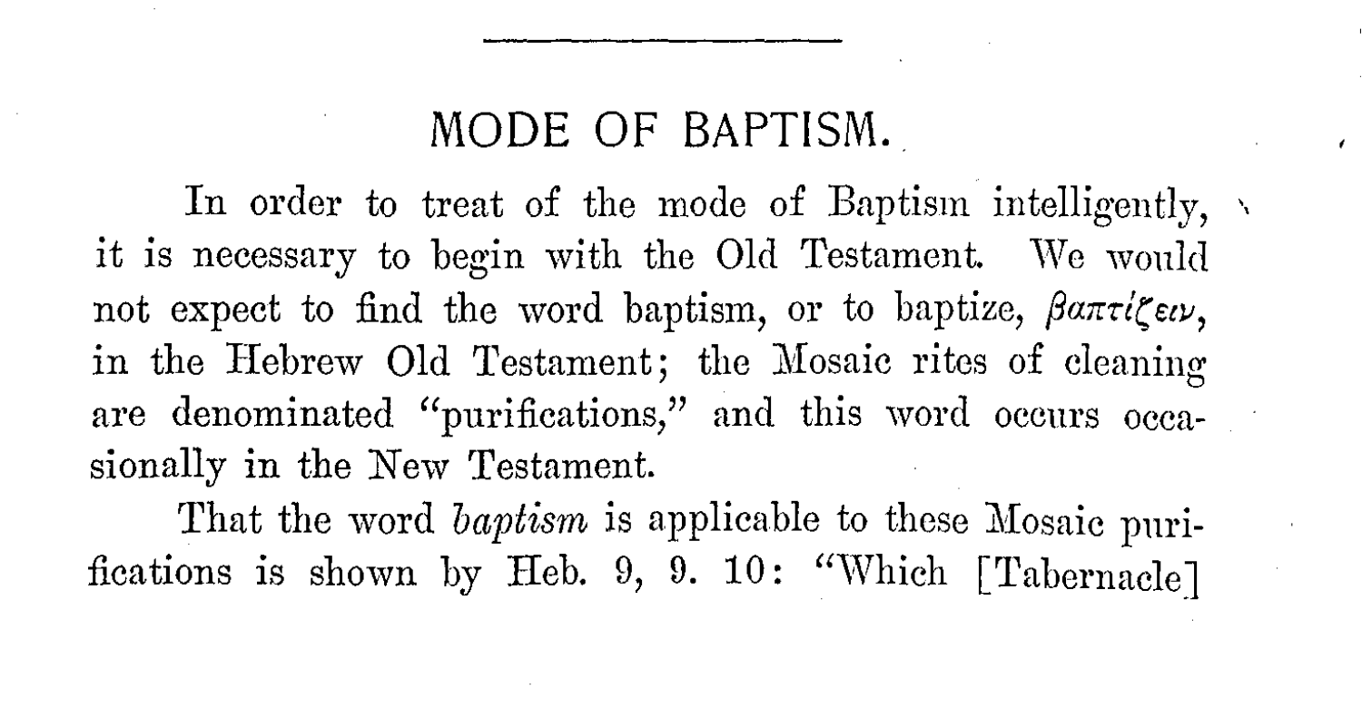## MODE OF BAPTISM.

In order to treat of the mode of Baptism intelligently, it is necessary to begin with the Old Testament. We would not expect to find the word baptism, or to baptize, *βαπτίζειν*, in the Hebrew Old Testament; the Mosaic rites of cleaning are denominated "purifications," and this word occurs occasionally in the New Testament.

That the word *baptism* is applicable to these Mosaic purifications is shown by Heb. 9, 9. 10: "Which [Tabernacle]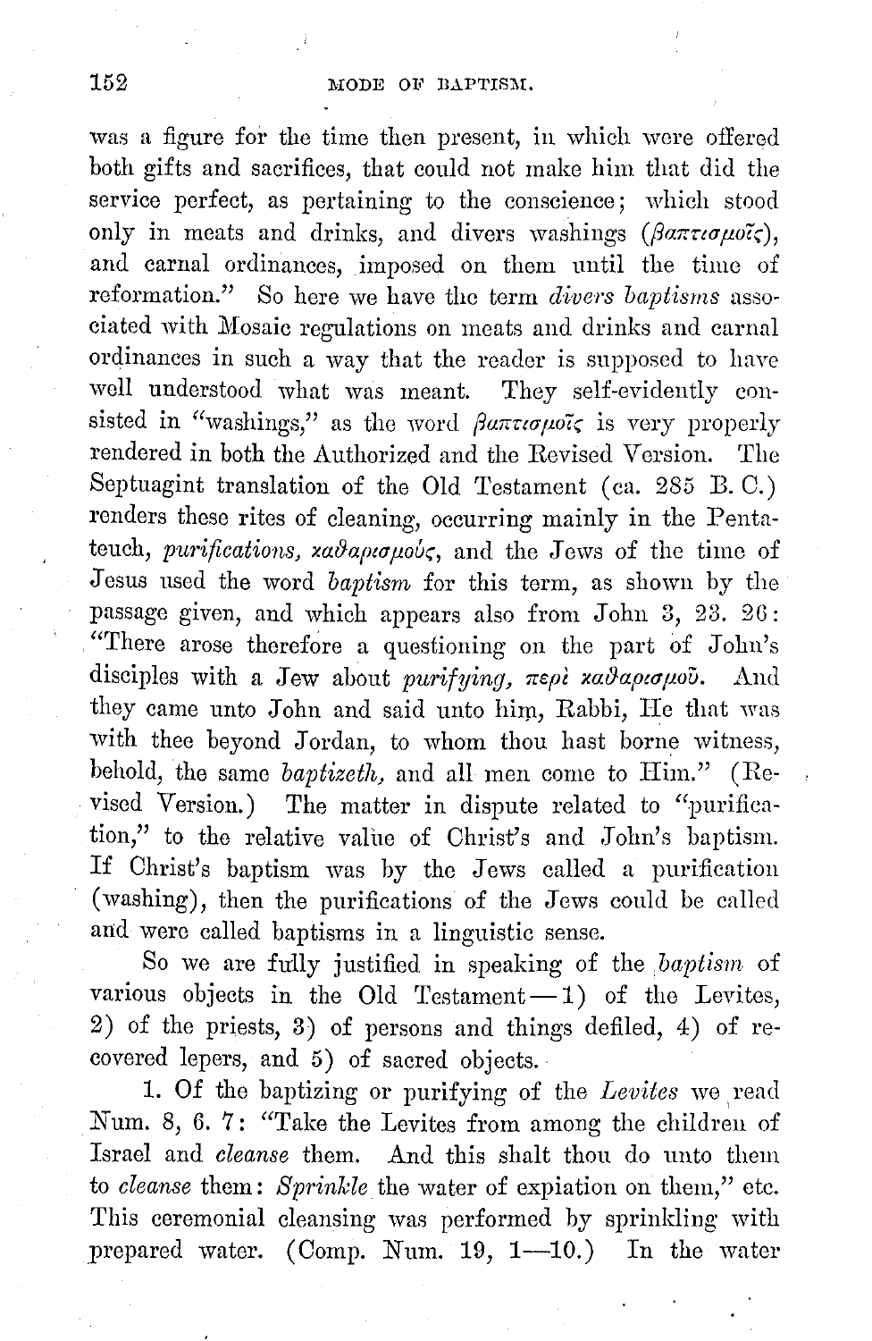was a figure for the time then present, in which were offered both gifts and sacrifices, that could not make him that did the service perfect, as pertaining to the conscience; which stood only in meats and drinks, and divers washings (βαπτισμοῖς), and carnal ordinances, imposed on them until the time of reformation." So here we have the term *divers baptisms* associated with Mosaic regulations on meats and drinks and carnal ordinances in such a way that the reader is supposed to have well understood what was meant. They self-evidently consisted in "washings," as the word βαπτισμοῖς is very properly rendered in both the Authorized and the Revised Version. The Septuagint translation of the Old Testament (ca. 285 B. C.) renders these rites of cleaning, occurring mainly in the Pentateuch, *purifications, καθαρισμούς*, and the Jews of the time of Jesus used the word *baptism* for this term, as shown by the passage given, and which appears also from John 3, 23. 26: "There arose therefore a questioning on the part of John's disciples with a Jew about *purifying, περὶ καθαρισμοῦ.* And they came unto John and said unto him, Rabbi, He that was with thee beyond Jordan, to whom thou hast borne witness, behold, the same *baptizeth,* and all men come to Him." (Revised Version.) The matter in dispute related to "purification," to the relative value of Christ's and John's baptism. If Christ's baptism was by the Jews called a purification (washing), then the purifications of the Jews could be called and were called baptisms in a linguistic sense.

So we are fully justified in speaking of the *baptism* of various objects in the Old Testament—1) of the Levites, 2) of the priests, 3) of persons and things defiled, 4) of recovered lepers, and 5) of sacred objects.

1. Of the baptizing or purifying of the *Levites* we read Num. 8, 6. 7: "Take the Levites from among the children of Israel and *cleanse* them. And this shalt thou do unto them to *cleanse* them: *Sprinkle* the water of expiation on them," etc. This ceremonial cleansing was performed by sprinkling with prepared water. (Comp. Num. 19, 1—10.) In the water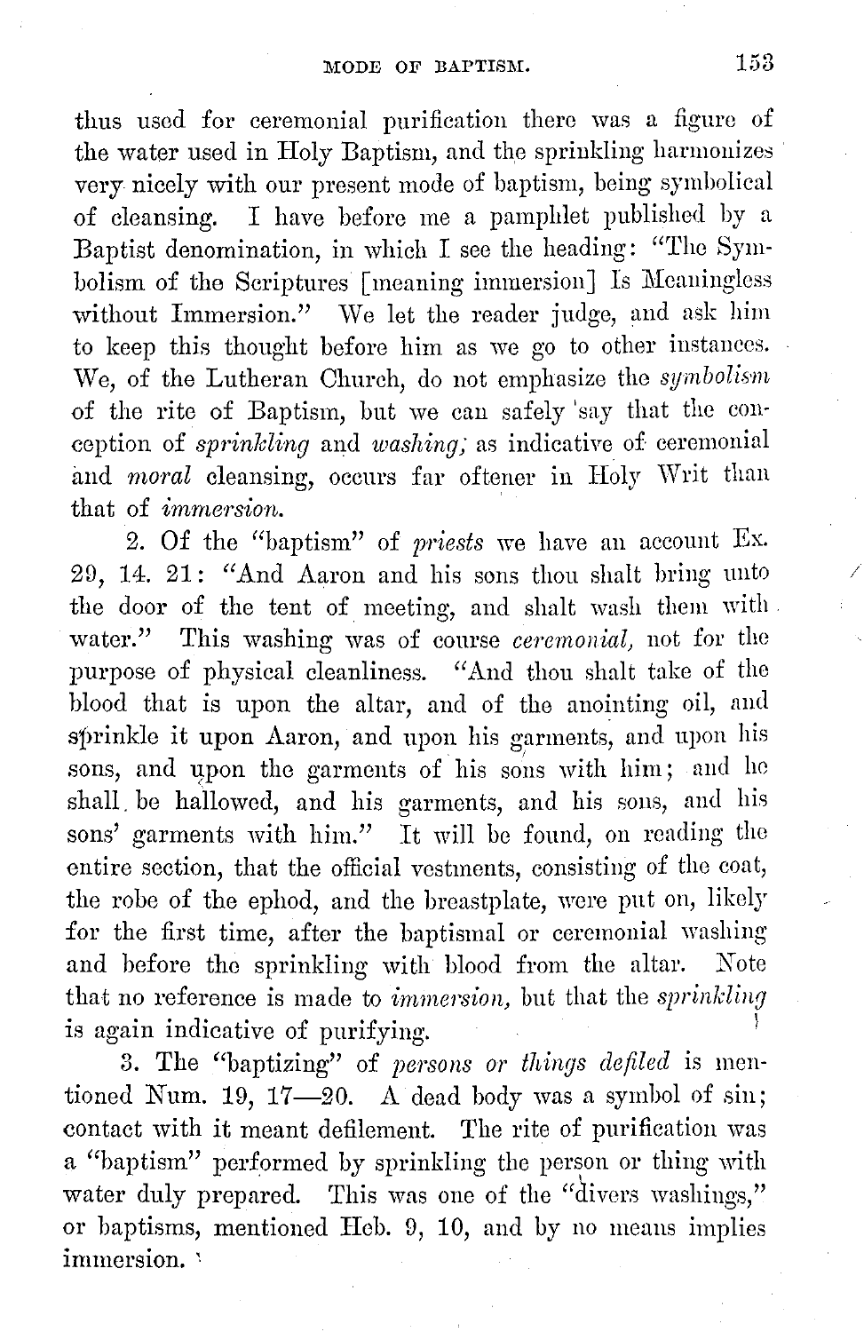thus used for ceremonial purification there was a figure of the water used in Holy Baptism, and the sprinkling harmonizes very nicely with our present mode of baptism, being symbolical of cleansing. I have before me a pamphlet published by a Baptist denomination, in which I see the heading: "The Symbolism of the Scriptures [meaning immersion] Is Meaningless without Immersion." We let the reader judge, and ask him to keep this thought before him as we go to other instances. We, of the Lutheran Church, do not emphasize the *symbolism* of the rite of Baptism, but we can safely say that the conception of *sprinkling* and *washing*, as indicative of ceremonial and *moral* cleansing, occurs far oftener in Holy Writ than that of *immersion*.

2. Of the "baptism" of *priests* we have an account Ex. 29, 14. 21: "And Aaron and his sons thou shalt bring unto the door of the tent of meeting, and shalt wash them with water." This washing was of course *ceremonial*, not for the purpose of physical cleanliness. "And thou shalt take of the blood that is upon the altar, and of the anointing oil, and sprinkle it upon Aaron, and upon his garments, and upon his sons, and upon the garments of his sons with him; and he shall be hallowed, and his garments, and his sons, and his sons' garments with him." It will be found, on reading the entire section, that the official vestments, consisting of the coat, the robe of the ephod, and the breastplate, were put on, likely for the first time, after the baptismal or ceremonial washing and before the sprinkling with blood from the altar. Note that no reference is made to *immersion*, but that the *sprinkling* is again indicative of purifying.

3. The "baptizing" of *persons or things defiled* is mentioned Num. 19, 17—20. A dead body was a symbol of sin; contact with it meant defilement. The rite of purification was a "baptism" performed by sprinkling the person or thing with water duly prepared. This was one of the "divers washings," or baptisms, mentioned Heb. 9, 10, and by no means implies immersion.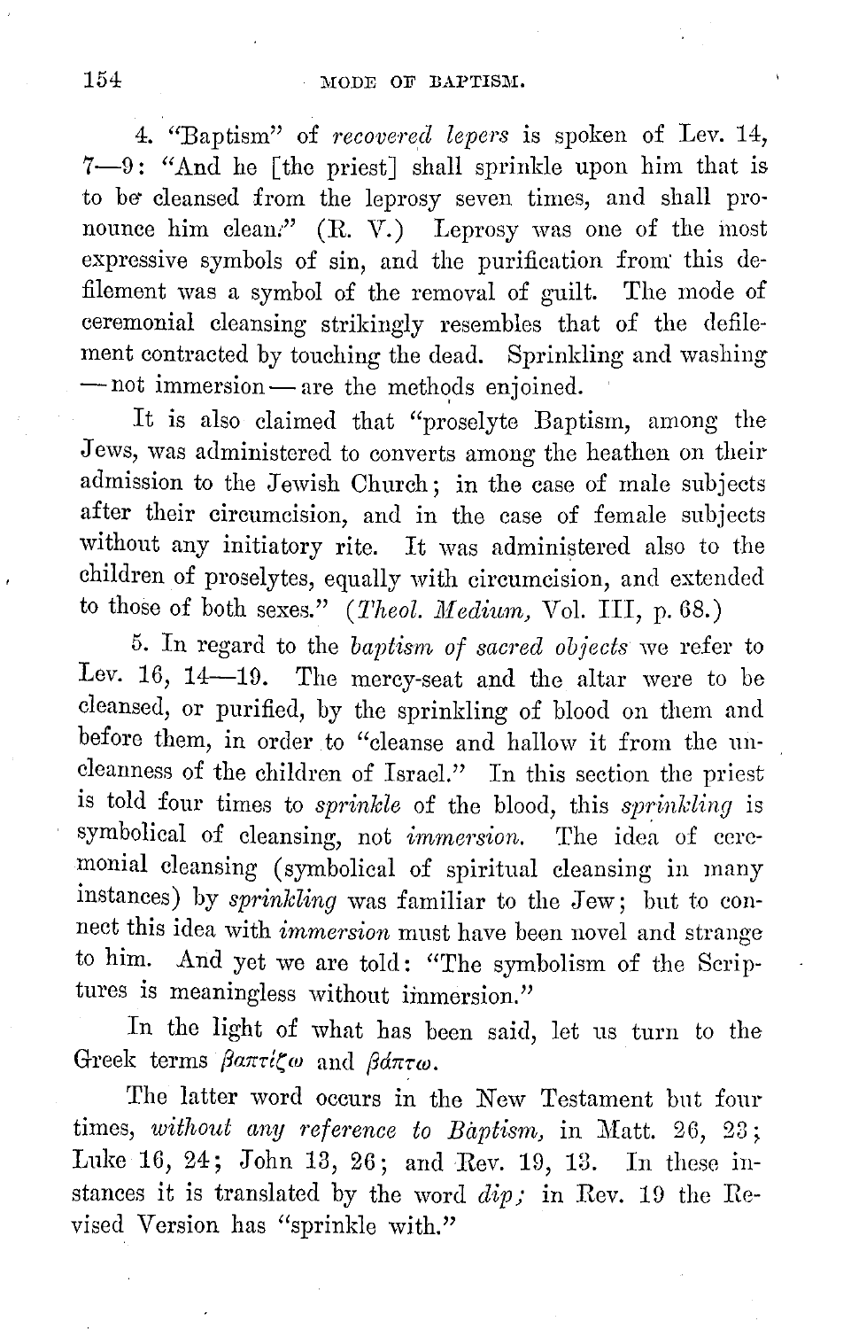4. "Baptism" of *recovered lepers* is spoken of Lev. 14, 7—9: "And he [the priest] shall sprinkle upon him that is to be cleansed from the leprosy seven times, and shall pronounce him clean." (R. V.) Leprosy was one of the most expressive symbols of sin, and the purification from this defilement was a symbol of the removal of guilt. The mode of ceremonial cleansing strikingly resembles that of the defilement contracted by touching the dead. Sprinkling and washing —not immersion—are the methods enjoined.

It is also claimed that "proselyte Baptism, among the Jews, was administered to converts among the heathen on their admission to the Jewish Church; in the case of male subjects after their circumcision, and in the case of female subjects without any initiatory rite. It was administered also to the children of proselytes, equally with circumcision, and extended to those of both sexes." (*Theol. Medium,* Vol. III, p. 68.)

5. In regard to the *baptism of sacred objects* we refer to Lev. 16, 14—19. The mercy-seat and the altar were to be cleansed, or purified, by the sprinkling of blood on them and before them, in order to "cleanse and hallow it from the uncleanness of the children of Israel." In this section the priest is told four times to *sprinkle* of the blood, this *sprinkling* is symbolical of cleansing, not *immersion.* The idea of ceremonial cleansing (symbolical of spiritual cleansing in many instances) by *sprinkling* was familiar to the Jew; but to connect this idea with *immersion* must have been novel and strange to him. And yet we are told: "The symbolism of the Scriptures is meaningless without immersion."

In the light of what has been said, let us turn to the Greek terms *βαπτίζω* and *βάπτω.*

The latter word occurs in the New Testament but four times, *without any reference to Baptism,* in Matt. 26, 23; Luke 16, 24; John 13, 26; and Rev. 19, 13. In these instances it is translated by the word *dip;* in Rev. 19 the Revised Version has "sprinkle with."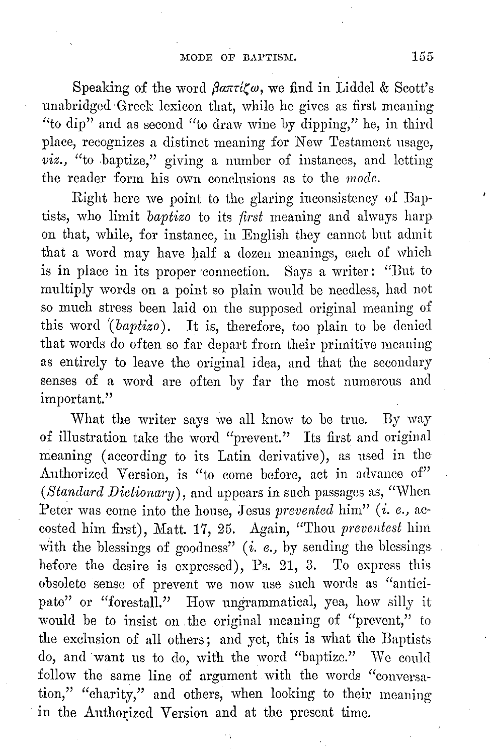Speaking of the word βαπτίζω, we find in Liddel & Scott's unabridged Greek lexicon that, while he gives as first meaning "to dip" and as second "to draw wine by dipping," he, in third place, recognizes a distinct meaning for New Testament usage, *viz.*, "to baptize," giving a number of instances, and letting the reader form his own conclusions as to the *mode*.

Right here we point to the glaring inconsistency of Baptists, who limit *baptizo* to its *first* meaning and always harp on that, while, for instance, in English they cannot but admit that a word may have half a dozen meanings, each of which is in place in its proper connection. Says a writer: "But to multiply words on a point so plain would be needless, had not so much stress been laid on the supposed original meaning of this word (*baptizo*). It is, therefore, too plain to be denied that words do often so far depart from their primitive meaning as entirely to leave the original idea, and that the secondary senses of a word are often by far the most numerous and important."

What the writer says we all know to be true. By way of illustration take the word "prevent." Its first and original meaning (according to its Latin derivative), as used in the Authorized Version, is "to come before, act in advance of" (*Standard Dictionary*), and appears in such passages as, "When Peter was come into the house, Jesus *prevented* him" (*i. e.*, accosted him first), Matt. 17, 25. Again, "Thou *preventest* him with the blessings of goodness" (*i. e.*, by sending the blessings before the desire is expressed), Ps. 21, 3. To express this obsolete sense of prevent we now use such words as "anticipate" or "forestall." How ungrammatical, yea, how silly it would be to insist on the original meaning of "prevent," to the exclusion of all others; and yet, this is what the Baptists do, and want us to do, with the word "baptize." We could follow the same line of argument with the words "conversation," "charity," and others, when looking to their meaning in the Authorized Version and at the present time.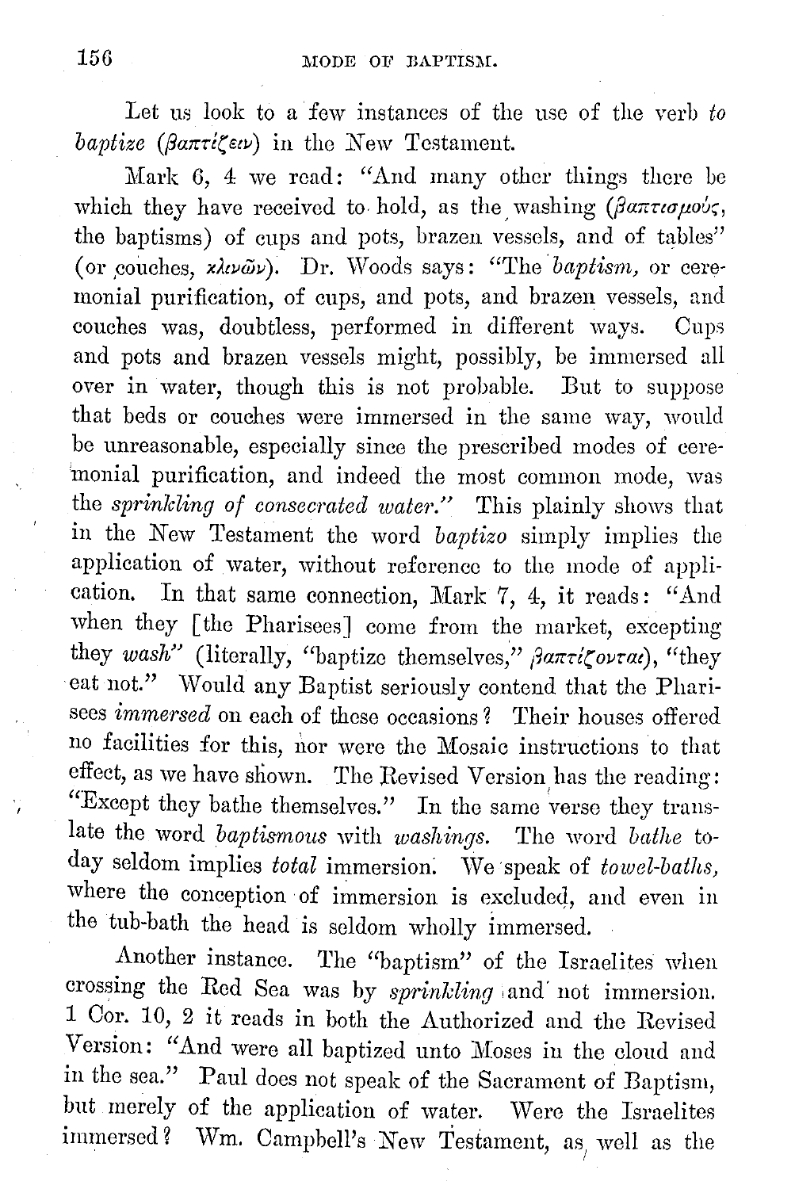Let us look to a few instances of the use of the verb *to baptize* (βαπτίζειν) in the New Testament.

Mark 6, 4 we read: "And many other things there be which they have received to hold, as the washing (βαπτισμούς, the baptisms) of cups and pots, brazen vessels, and of tables" (or couches, κλινῶν). Dr. Woods says: "The *baptism,* or ceremonial purification, of cups, and pots, and brazen vessels, and couches was, doubtless, performed in different ways. Cups and pots and brazen vessels might, possibly, be immersed all over in water, though this is not probable. But to suppose that beds or couches were immersed in the same way, would be unreasonable, especially since the prescribed modes of ceremonial purification, and indeed the most common mode, was the *sprinkling of consecrated water.*" This plainly shows that in the New Testament the word *baptizo* simply implies the application of water, without reference to the mode of application. In that same connection, Mark 7, 4, it reads: "And when they [the Pharisees] come from the market, excepting they *wash*" (literally, "baptize themselves," βαπτίζονται), "they eat not." Would any Baptist seriously contend that the Pharisees *immersed* on each of these occasions? Their houses offered no facilities for this, nor were the Mosaic instructions to that effect, as we have shown. The Revised Version has the reading: "Except they bathe themselves." In the same verse they translate the word *baptismous* with *washings.* The word *bathe* today seldom implies *total* immersion. We speak of *towel-baths,* where the conception of immersion is excluded, and even in the tub-bath the head is seldom wholly immersed.

Another instance. The "baptism" of the Israelites when crossing the Red Sea was by *sprinkling* and not immersion. 1 Cor. 10, 2 it reads in both the Authorized and the Revised Version: "And were all baptized unto Moses in the cloud and in the sea." Paul does not speak of the Sacrament of Baptism, but merely of the application of water. Were the Israelites immersed? Wm. Campbell's New Testament, as well as the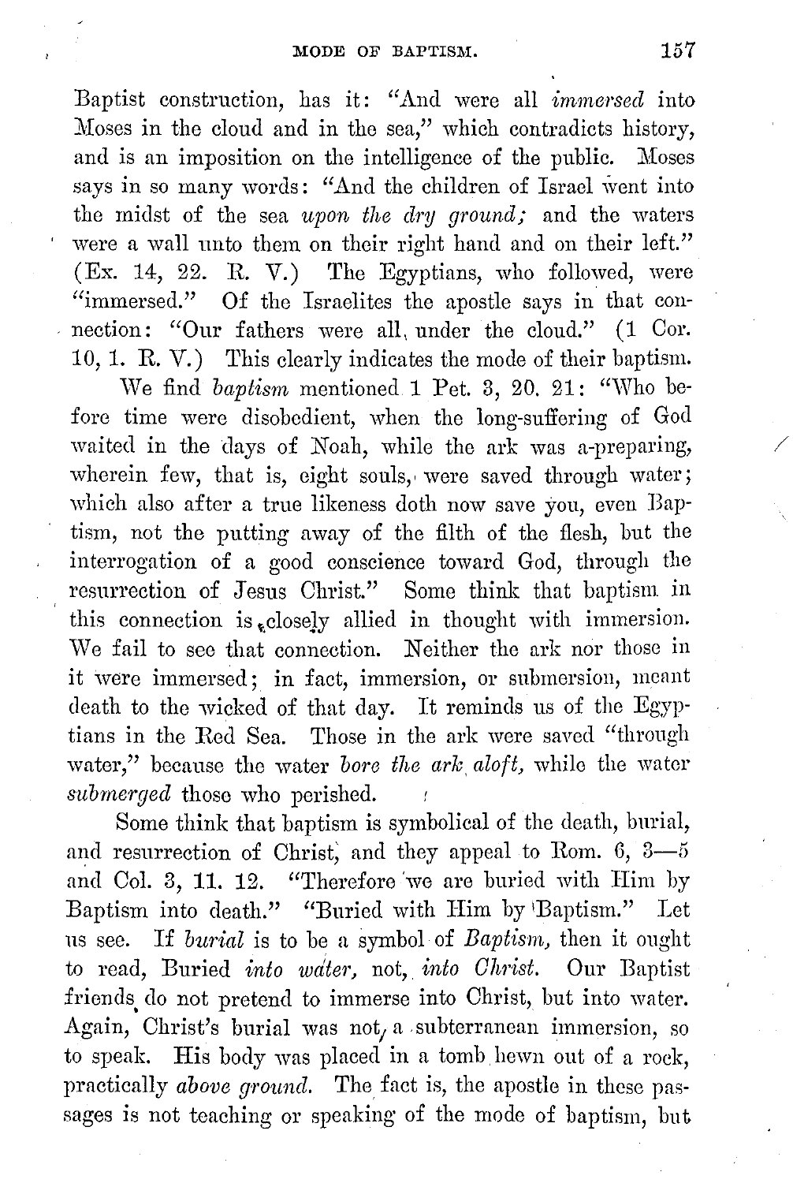Baptist construction, has it: "And were all *immersed* into Moses in the cloud and in the sea," which contradicts history, and is an imposition on the intelligence of the public. Moses says in so many words: "And the children of Israel went into the midst of the sea *upon the dry ground;* and the waters were a wall unto them on their right hand and on their left." (Ex. 14, 22. R. V.) The Egyptians, who followed, were "immersed." Of the Israelites the apostle says in that connection: "Our fathers were all under the cloud." (1 Cor. 10, 1. R. V.) This clearly indicates the mode of their baptism.

We find *baptism* mentioned 1 Pet. 3, 20. 21: "Who before time were disobedient, when the long-suffering of God waited in the days of Noah, while the ark was a-preparing, wherein few, that is, eight souls, were saved through water; which also after a true likeness doth now save you, even Baptism, not the putting away of the filth of the flesh, but the interrogation of a good conscience toward God, through the resurrection of Jesus Christ." Some think that baptism in this connection is closely allied in thought with immersion. We fail to see that connection. Neither the ark nor those in it were immersed; in fact, immersion, or submersion, meant death to the wicked of that day. It reminds us of the Egyptians in the Red Sea. Those in the ark were saved "through water," because the water *bore the ark aloft,* while the water *submerged* those who perished.

Some think that baptism is symbolical of the death, burial, and resurrection of Christ, and they appeal to Rom. 6, 3—5 and Col. 3, 11. 12. "Therefore we are buried with Him by Baptism into death." "Buried with Him by Baptism." Let us see. If *burial* is to be a symbol of *Baptism,* then it ought to read, Buried *into water,* not, *into Christ.* Our Baptist friends do not pretend to immerse into Christ, but into water. Again, Christ's burial was not a subterranean immersion, so to speak. His body was placed in a tomb hewn out of a rock, practically *above ground.* The fact is, the apostle in these passages is not teaching or speaking of the mode of baptism, but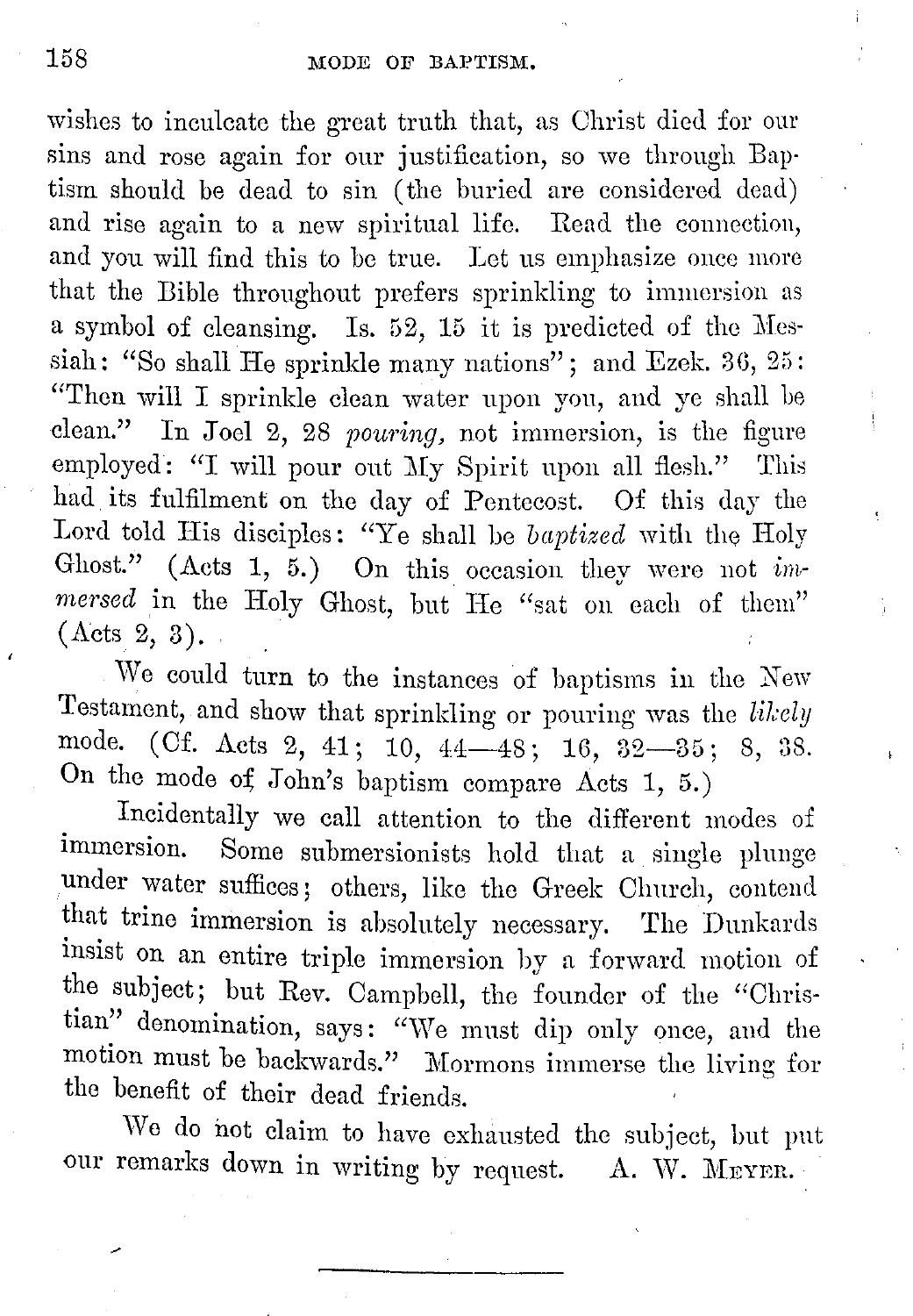wishes to inculcate the great truth that, as Christ died for our sins and rose again for our justification, so we through Baptism should be dead to sin (the buried are considered dead) and rise again to a new spiritual life. Read the connection, and you will find this to be true. Let us emphasize once more that the Bible throughout prefers sprinkling to immersion as a symbol of cleansing. Is. 52, 15 it is predicted of the Messiah: "So shall He sprinkle many nations"; and Ezek. 36, 25: "Then will I sprinkle clean water upon you, and ye shall be clean." In Joel 2, 28 *pouring,* not immersion, is the figure employed: "I will pour out My Spirit upon all flesh." This had its fulfilment on the day of Pentecost. Of this day the Lord told His disciples: "Ye shall be *baptized* with the Holy Ghost." (Acts 1, 5.) On this occasion they were not *immersed* in the Holy Ghost, but He "sat on each of them" (Acts 2, 3).

We could turn to the instances of baptisms in the New Testament, and show that sprinkling or pouring was the *likely* mode. (Cf. Acts 2, 41; 10, 44—48; 16, 32—35; 8, 38. On the mode of John's baptism compare Acts 1, 5.)

Incidentally we call attention to the different modes of immersion. Some submersionists hold that a single plunge under water suffices; others, like the Greek Church, contend that trine immersion is absolutely necessary. The Dunkards insist on an entire triple immersion by a forward motion of the subject; but Rev. Campbell, the founder of the "Christian" denomination, says: "We must dip only once, and the motion must be backwards." Mormons immerse the living for the benefit of their dead friends.

We do not claim to have exhausted the subject, but put our remarks down in writing by request. A. W. MEYER.